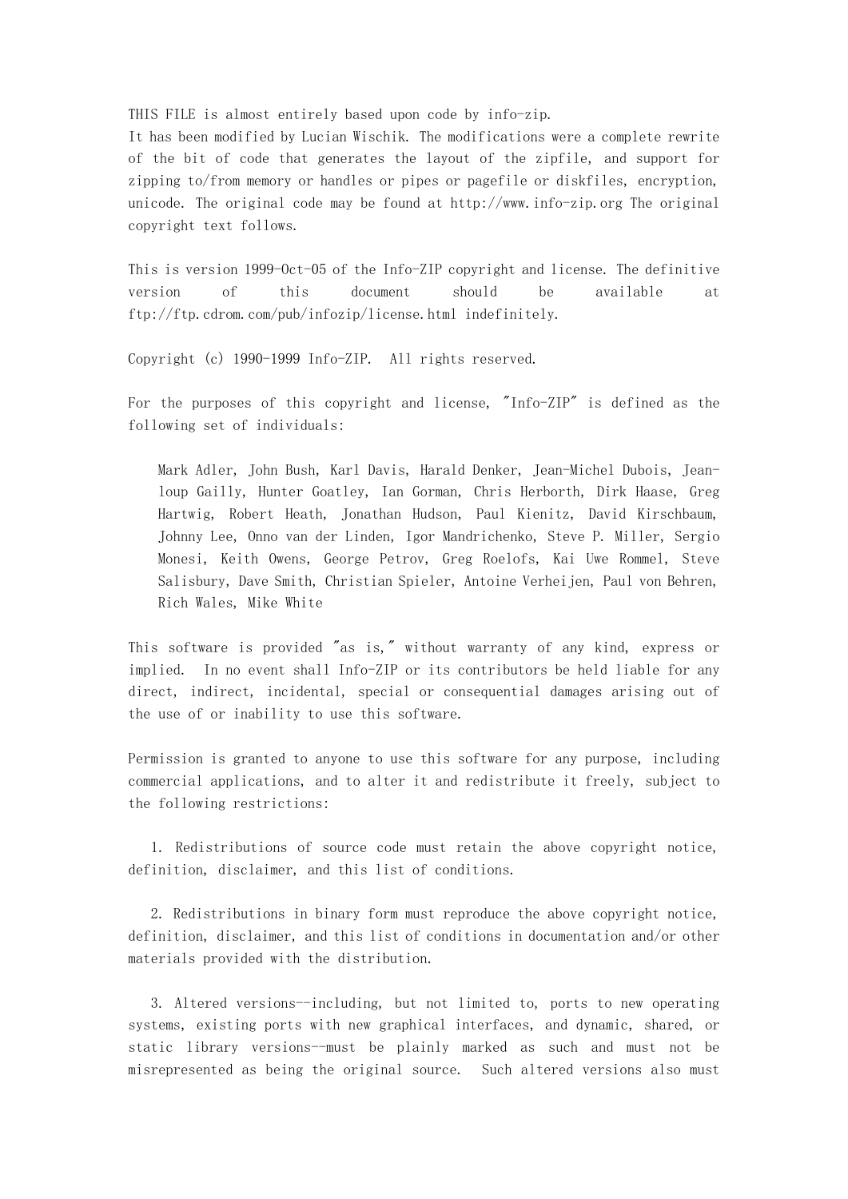THIS FILE is almost entirely based upon code by info-zip.
It has been modified by Lucian Wischik. The modifications were a complete rewrite of the bit of code that generates the layout of the zipfile, and support for zipping to/from memory or handles or pipes or pagefile or diskfiles, encryption, unicode. The original code may be found at http://www.info-zip.org The original copyright text follows.

This is version 1999-Oct-05 of the Info-ZIP copyright and license. The definitive version of this document should be available at ftp://ftp.cdrom.com/pub/infozip/license.html indefinitely.

Copyright (c) 1990-1999 Info-ZIP.  All rights reserved.

For the purposes of this copyright and license, "Info-ZIP" is defined as the following set of individuals:

> Mark Adler, John Bush, Karl Davis, Harald Denker, Jean-Michel Dubois, Jean-loup Gailly, Hunter Goatley, Ian Gorman, Chris Herborth, Dirk Haase, Greg Hartwig, Robert Heath, Jonathan Hudson, Paul Kienitz, David Kirschbaum, Johnny Lee, Onno van der Linden, Igor Mandrichenko, Steve P. Miller, Sergio Monesi, Keith Owens, George Petrov, Greg Roelofs, Kai Uwe Rommel, Steve Salisbury, Dave Smith, Christian Spieler, Antoine Verheijen, Paul von Behren, Rich Wales, Mike White

This software is provided "as is," without warranty of any kind, express or implied.  In no event shall Info-ZIP or its contributors be held liable for any direct, indirect, incidental, special or consequential damages arising out of the use of or inability to use this software.

Permission is granted to anyone to use this software for any purpose, including commercial applications, and to alter it and redistribute it freely, subject to the following restrictions:

1. Redistributions of source code must retain the above copyright notice, definition, disclaimer, and this list of conditions.

2. Redistributions in binary form must reproduce the above copyright notice, definition, disclaimer, and this list of conditions in documentation and/or other materials provided with the distribution.

3. Altered versions--including, but not limited to, ports to new operating systems, existing ports with new graphical interfaces, and dynamic, shared, or static library versions--must be plainly marked as such and must not be misrepresented as being the original source.  Such altered versions also must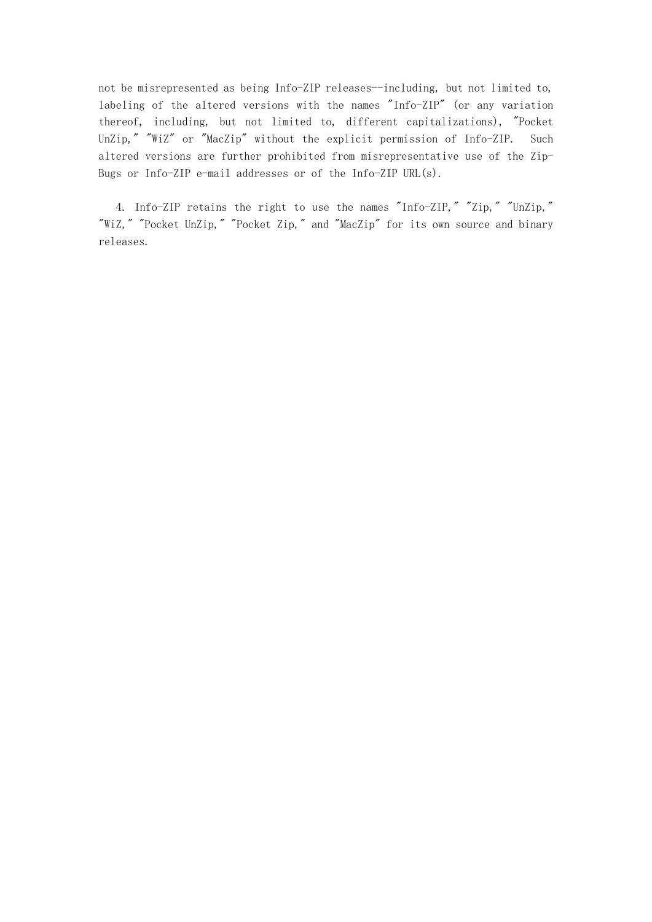not be misrepresented as being Info-ZIP releases--including, but not limited to, labeling of the altered versions with the names "Info-ZIP" (or any variation thereof, including, but not limited to, different capitalizations), "Pocket UnZip," "WiZ" or "MacZip" without the explicit permission of Info-ZIP. Such altered versions are further prohibited from misrepresentative use of the Zip-Bugs or Info-ZIP e-mail addresses or of the Info-ZIP URL(s).

4. Info-ZIP retains the right to use the names "Info-ZIP," "Zip," "UnZip," "WiZ," "Pocket UnZip," "Pocket Zip," and "MacZip" for its own source and binary releases.